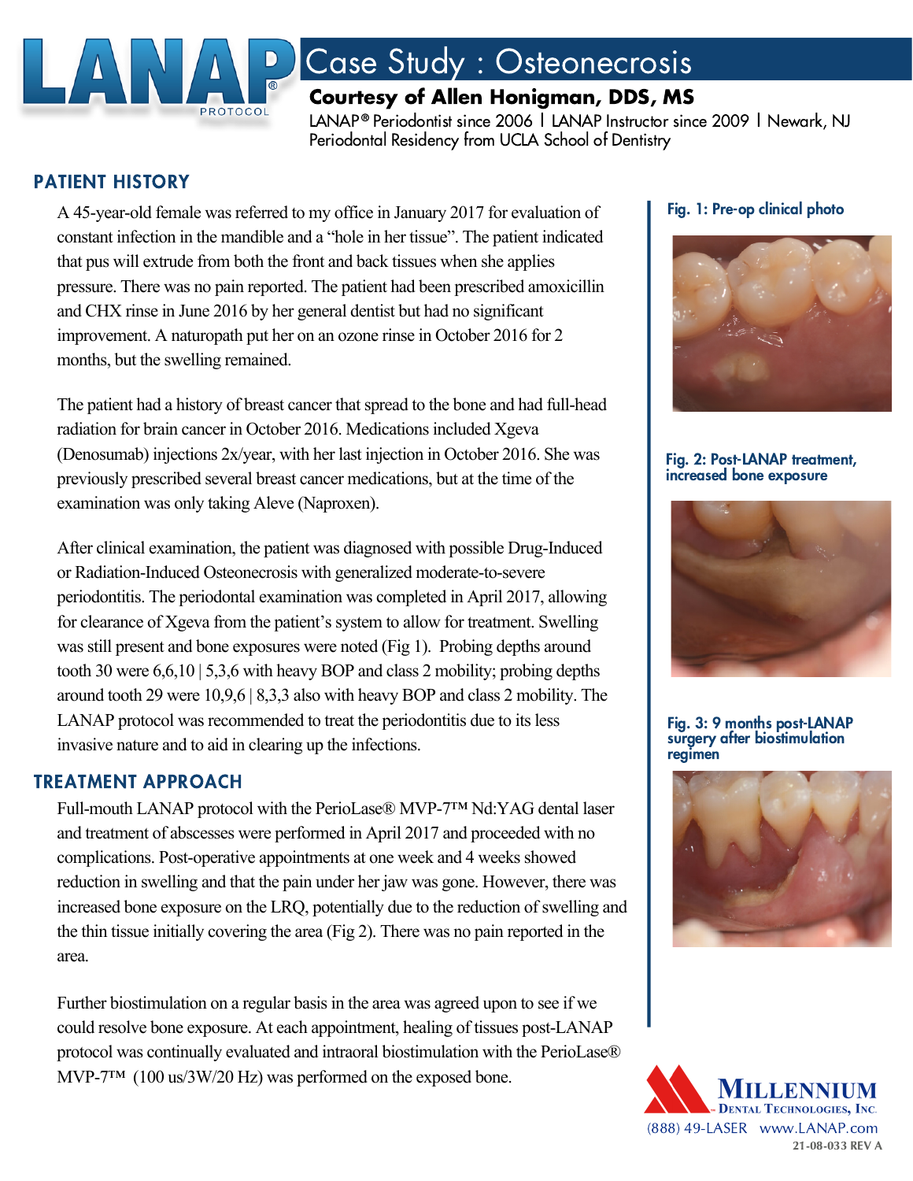# Case Study : Osteonecrosis

**Courtesy of Allen Honigman, DDS, MS**

LANAP® Periodontist since 2006 | LANAP Instructor since 2009 | Newark, NJ
Periodontal Residency from UCLA School of Dentistry

## PATIENT HISTORY

A 45-year-old female was referred to my office in January 2017 for evaluation of constant infection in the mandible and a "hole in her tissue". The patient indicated that pus will extrude from both the front and back tissues when she applies pressure. There was no pain reported. The patient had been prescribed amoxicillin and CHX rinse in June 2016 by her general dentist but had no significant improvement. A naturopath put her on an ozone rinse in October 2016 for 2 months, but the swelling remained.

The patient had a history of breast cancer that spread to the bone and had full-head radiation for brain cancer in October 2016. Medications included Xgeva (Denosumab) injections 2x/year, with her last injection in October 2016. She was previously prescribed several breast cancer medications, but at the time of the examination was only taking Aleve (Naproxen).

After clinical examination, the patient was diagnosed with possible Drug-Induced or Radiation-Induced Osteonecrosis with generalized moderate-to-severe periodontitis. The periodontal examination was completed in April 2017, allowing for clearance of Xgeva from the patient's system to allow for treatment. Swelling was still present and bone exposures were noted (Fig 1). Probing depths around tooth 30 were 6,6,10 | 5,3,6 with heavy BOP and class 2 mobility; probing depths around tooth 29 were 10,9,6 | 8,3,3 also with heavy BOP and class 2 mobility. The LANAP protocol was recommended to treat the periodontitis due to its less invasive nature and to aid in clearing up the infections.

## TREATMENT APPROACH

Full-mouth LANAP protocol with the PerioLase® MVP-7™ Nd:YAG dental laser and treatment of abscesses were performed in April 2017 and proceeded with no complications. Post-operative appointments at one week and 4 weeks showed reduction in swelling and that the pain under her jaw was gone. However, there was increased bone exposure on the LRQ, potentially due to the reduction of swelling and the thin tissue initially covering the area (Fig 2). There was no pain reported in the area.

Further biostimulation on a regular basis in the area was agreed upon to see if we could resolve bone exposure. At each appointment, healing of tissues post-LANAP protocol was continually evaluated and intraoral biostimulation with the PerioLase® MVP-7™ (100 us/3W/20 Hz) was performed on the exposed bone.

**Fig. 1: Pre-op clinical photo**

**Fig. 2: Post-LANAP treatment, increased bone exposure**

**Fig. 3: 9 months post-LANAP surgery after biostimulation regimen**

Millennium Dental Technologies, Inc.
(888) 49-LASER www.LANAP.com
21-08-033 REV A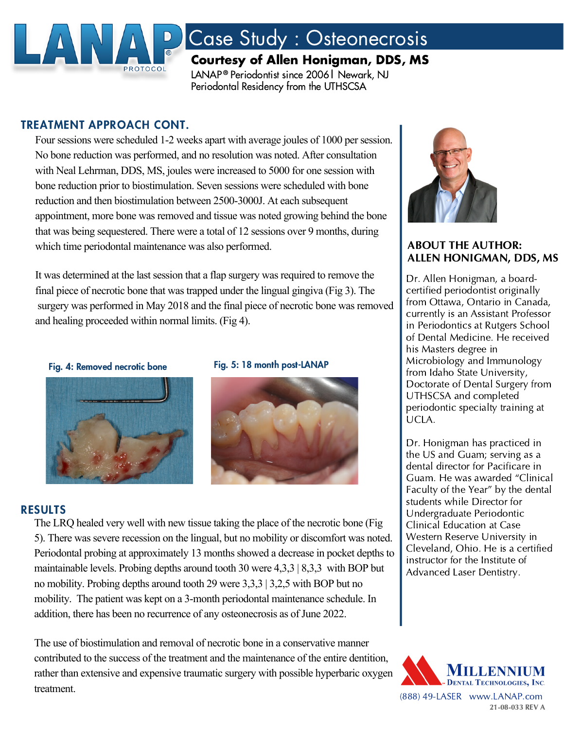# Case Study : Osteonecrosis

**Courtesy of Allen Honigman, DDS, MS**

LANAP® Periodontist since 2006 | Newark, NJ
Periodontal Residency from the UTHSCSA

## TREATMENT APPROACH CONT.

Four sessions were scheduled 1-2 weeks apart with average joules of 1000 per session. No bone reduction was performed, and no resolution was noted. After consultation with Neal Lehrman, DDS, MS, joules were increased to 5000 for one session with bone reduction prior to biostimulation. Seven sessions were scheduled with bone reduction and then biostimulation between 2500-3000J. At each subsequent appointment, more bone was removed and tissue was noted growing behind the bone that was being sequestered. There were a total of 12 sessions over 9 months, during which time periodontal maintenance was also performed.

It was determined at the last session that a flap surgery was required to remove the final piece of necrotic bone that was trapped under the lingual gingiva (Fig 3). The surgery was performed in May 2018 and the final piece of necrotic bone was removed and healing proceeded within normal limits. (Fig 4).

**Fig. 4: Removed necrotic bone**

**Fig. 5: 18 month post-LANAP**

## RESULTS

The LRQ healed very well with new tissue taking the place of the necrotic bone (Fig 5). There was severe recession on the lingual, but no mobility or discomfort was noted. Periodontal probing at approximately 13 months showed a decrease in pocket depths to maintainable levels. Probing depths around tooth 30 were 4,3,3 | 8,3,3 with BOP but no mobility. Probing depths around tooth 29 were 3,3,3 | 3,2,5 with BOP but no mobility. The patient was kept on a 3-month periodontal maintenance schedule. In addition, there has been no recurrence of any osteonecrosis as of June 2022.

The use of biostimulation and removal of necrotic bone in a conservative manner contributed to the success of the treatment and the maintenance of the entire dentition, rather than extensive and expensive traumatic surgery with possible hyperbaric oxygen treatment.

## ABOUT THE AUTHOR: ALLEN HONIGMAN, DDS, MS

Dr. Allen Honigman, a board-certified periodontist originally from Ottawa, Ontario in Canada, currently is an Assistant Professor in Periodontics at Rutgers School of Dental Medicine. He received his Masters degree in Microbiology and Immunology from Idaho State University, Doctorate of Dental Surgery from UTHSCSA and completed periodontic specialty training at UCLA.

Dr. Honigman has practiced in the US and Guam; serving as a dental director for Pacificare in Guam. He was awarded "Clinical Faculty of the Year" by the dental students while Director for Undergraduate Periodontic Clinical Education at Case Western Reserve University in Cleveland, Ohio. He is a certified instructor for the Institute of Advanced Laser Dentistry.

Millennium Dental Technologies, Inc.
(888) 49-LASER www.LANAP.com
21-08-033 REV A